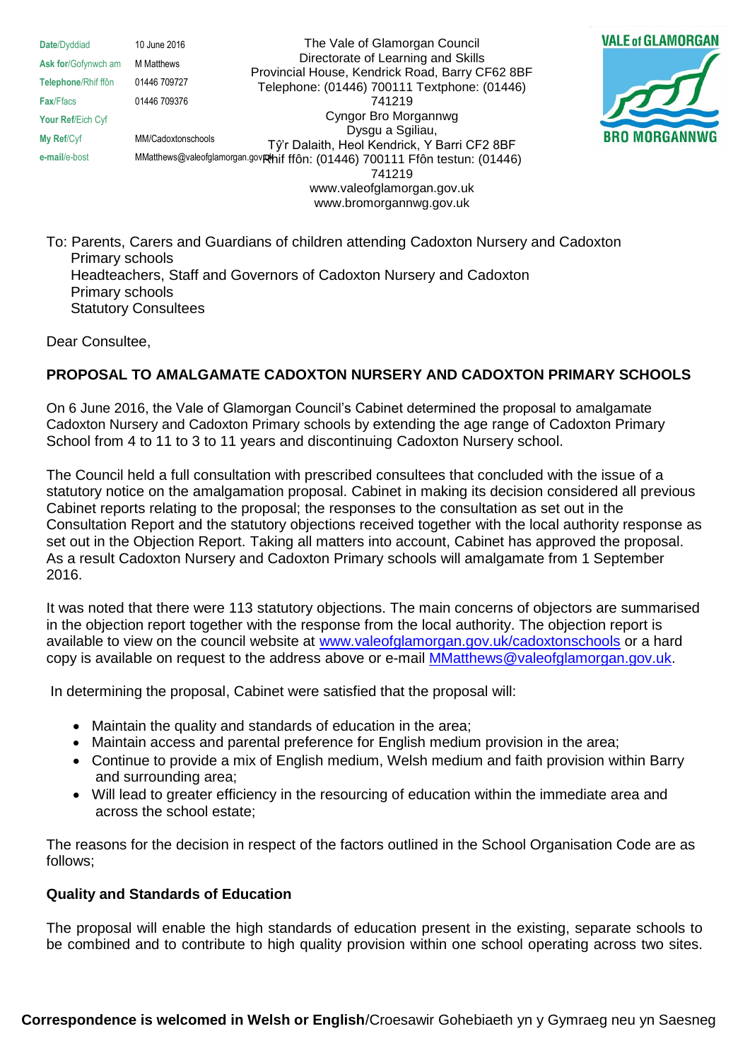| | |
|---|---|
| **Date**/Dyddiad | 10 June 2016 |
| **Ask for**/Gofynwch am | M Matthews |
| **Telephone**/Rhif ffôn | 01446 709727 |
| **Fax**/Ffacs | 01446 709376 |
| **Your Ref**/Eich Cyf | |
| **My Ref**/Cyf | MM/Cadoxtonschools |
| **e-mail**/e-bost | MMatthews@valeofglamorgan.gov.uk |

The Vale of Glamorgan Council
Directorate of Learning and Skills
Provincial House, Kendrick Road, Barry CF62 8BF
Telephone: (01446) 700111 Textphone: (01446) 741219
Cyngor Bro Morgannwg
Dysgu a Sgiliau,
Tŷ'r Dalaith, Heol Kendrick, Y Barri CF2 8BF
Rhif ffôn: (01446) 700111 Ffôn testun: (01446) 741219
www.valeofglamorgan.gov.uk
www.bromorgannwg.gov.uk

VALE of GLAMORGAN
BRO MORGANNWG

To: Parents, Carers and Guardians of children attending Cadoxton Nursery and Cadoxton Primary schools
Headteachers, Staff and Governors of Cadoxton Nursery and Cadoxton Primary schools
Statutory Consultees

Dear Consultee,

**PROPOSAL TO AMALGAMATE CADOXTON NURSERY AND CADOXTON PRIMARY SCHOOLS**

On 6 June 2016, the Vale of Glamorgan Council's Cabinet determined the proposal to amalgamate Cadoxton Nursery and Cadoxton Primary schools by extending the age range of Cadoxton Primary School from 4 to 11 to 3 to 11 years and discontinuing Cadoxton Nursery school.

The Council held a full consultation with prescribed consultees that concluded with the issue of a statutory notice on the amalgamation proposal. Cabinet in making its decision considered all previous Cabinet reports relating to the proposal; the responses to the consultation as set out in the Consultation Report and the statutory objections received together with the local authority response as set out in the Objection Report. Taking all matters into account, Cabinet has approved the proposal. As a result Cadoxton Nursery and Cadoxton Primary schools will amalgamate from 1 September 2016.

It was noted that there were 113 statutory objections. The main concerns of objectors are summarised in the objection report together with the response from the local authority. The objection report is available to view on the council website at www.valeofglamorgan.gov.uk/cadoxtonschools or a hard copy is available on request to the address above or e-mail MMatthews@valeofglamorgan.gov.uk.

In determining the proposal, Cabinet were satisfied that the proposal will:

- Maintain the quality and standards of education in the area;
- Maintain access and parental preference for English medium provision in the area;
- Continue to provide a mix of English medium, Welsh medium and faith provision within Barry and surrounding area;
- Will lead to greater efficiency in the resourcing of education within the immediate area and across the school estate;

The reasons for the decision in respect of the factors outlined in the School Organisation Code are as follows;

**Quality and Standards of Education**

The proposal will enable the high standards of education present in the existing, separate schools to be combined and to contribute to high quality provision within one school operating across two sites.

**Correspondence is welcomed in Welsh or English**/Croesawir Gohebiaeth yn y Gymraeg neu yn Saesneg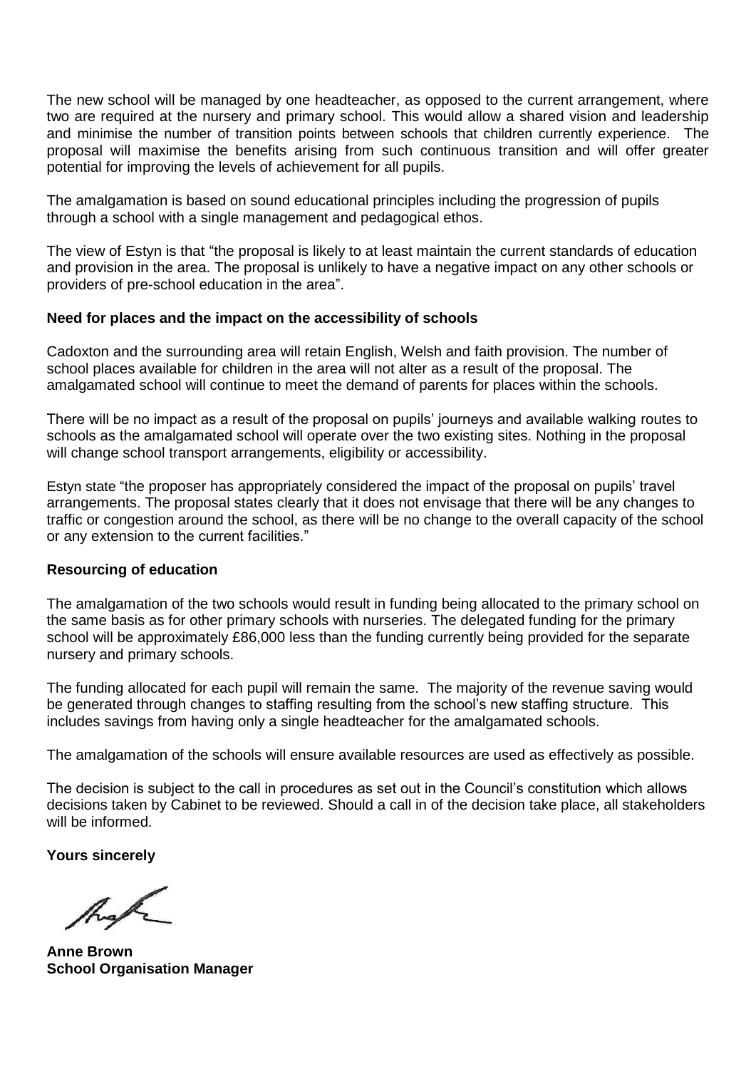The new school will be managed by one headteacher, as opposed to the current arrangement, where two are required at the nursery and primary school. This would allow a shared vision and leadership and minimise the number of transition points between schools that children currently experience. The proposal will maximise the benefits arising from such continuous transition and will offer greater potential for improving the levels of achievement for all pupils.

The amalgamation is based on sound educational principles including the progression of pupils through a school with a single management and pedagogical ethos.

The view of Estyn is that "the proposal is likely to at least maintain the current standards of education and provision in the area. The proposal is unlikely to have a negative impact on any other schools or providers of pre-school education in the area".

**Need for places and the impact on the accessibility of schools**

Cadoxton and the surrounding area will retain English, Welsh and faith provision. The number of school places available for children in the area will not alter as a result of the proposal. The amalgamated school will continue to meet the demand of parents for places within the schools.

There will be no impact as a result of the proposal on pupils' journeys and available walking routes to schools as the amalgamated school will operate over the two existing sites. Nothing in the proposal will change school transport arrangements, eligibility or accessibility.

Estyn state "the proposer has appropriately considered the impact of the proposal on pupils' travel arrangements. The proposal states clearly that it does not envisage that there will be any changes to traffic or congestion around the school, as there will be no change to the overall capacity of the school or any extension to the current facilities."

**Resourcing of education**

The amalgamation of the two schools would result in funding being allocated to the primary school on the same basis as for other primary schools with nurseries. The delegated funding for the primary school will be approximately £86,000 less than the funding currently being provided for the separate nursery and primary schools.

The funding allocated for each pupil will remain the same. The majority of the revenue saving would be generated through changes to staffing resulting from the school's new staffing structure. This includes savings from having only a single headteacher for the amalgamated schools.

The amalgamation of the schools will ensure available resources are used as effectively as possible.

The decision is subject to the call in procedures as set out in the Council's constitution which allows decisions taken by Cabinet to be reviewed. Should a call in of the decision take place, all stakeholders will be informed.

**Yours sincerely**

**Anne Brown**
**School Organisation Manager**